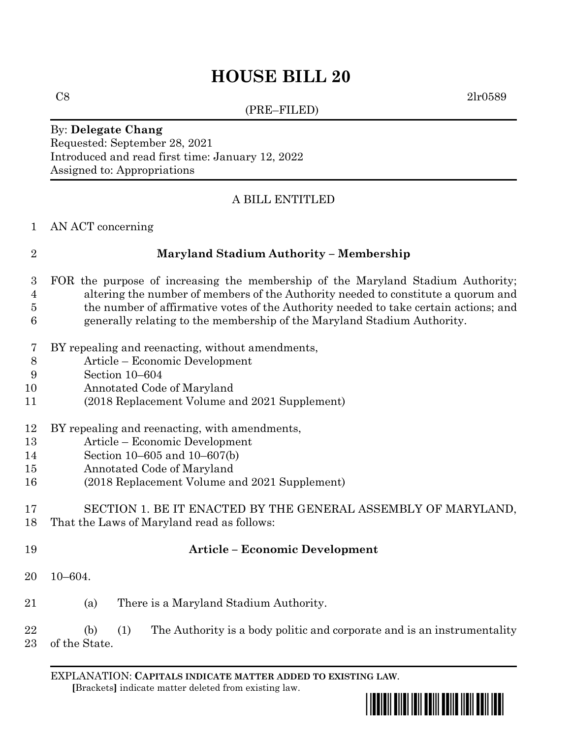# HOUSE BILL 20

C8 2lr0589

(PRE–FILED)

By: **Delegate Chang**
Requested: September 28, 2021
Introduced and read first time: January 12, 2022
Assigned to: Appropriations

A BILL ENTITLED

1 AN ACT concerning

2 **Maryland Stadium Authority – Membership**

3 FOR the purpose of increasing the membership of the Maryland Stadium Authority;
4 altering the number of members of the Authority needed to constitute a quorum and
5 the number of affirmative votes of the Authority needed to take certain actions; and
6 generally relating to the membership of the Maryland Stadium Authority.

7 BY repealing and reenacting, without amendments,
8 Article – Economic Development
9 Section 10–604
10 Annotated Code of Maryland
11 (2018 Replacement Volume and 2021 Supplement)

12 BY repealing and reenacting, with amendments,
13 Article – Economic Development
14 Section 10–605 and 10–607(b)
15 Annotated Code of Maryland
16 (2018 Replacement Volume and 2021 Supplement)

17 SECTION 1. BE IT ENACTED BY THE GENERAL ASSEMBLY OF MARYLAND,
18 That the Laws of Maryland read as follows:

19 **Article – Economic Development**

20 10–604.

21 (a) There is a Maryland Stadium Authority.

22 (b) (1) The Authority is a body politic and corporate and is an instrumentality
23 of the State.

EXPLANATION: **CAPITALS INDICATE MATTER ADDED TO EXISTING LAW**.
**[**Brackets**]** indicate matter deleted from existing law.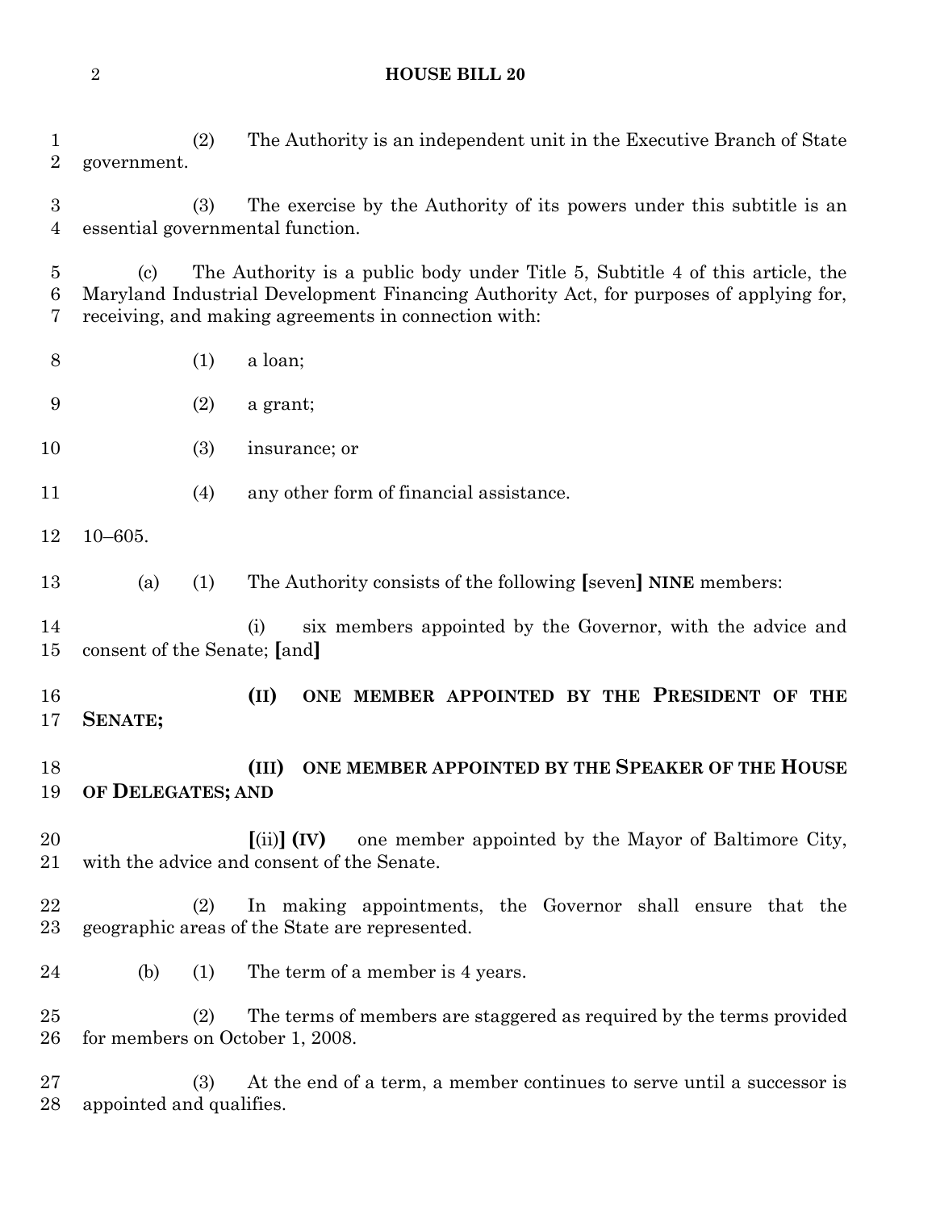(2) The Authority is an independent unit in the Executive Branch of State government.

(3) The exercise by the Authority of its powers under this subtitle is an essential governmental function.

(c) The Authority is a public body under Title 5, Subtitle 4 of this article, the Maryland Industrial Development Financing Authority Act, for purposes of applying for, receiving, and making agreements in connection with:

(1) a loan;

(2) a grant;

(3) insurance; or

(4) any other form of financial assistance.

10–605.

(a) (1) The Authority consists of the following **[**seven**]** **NINE** members:

(i) six members appointed by the Governor, with the advice and consent of the Senate; **[**and**]**

**(II) ONE MEMBER APPOINTED BY THE PRESIDENT OF THE SENATE;**

**(III) ONE MEMBER APPOINTED BY THE SPEAKER OF THE HOUSE OF DELEGATES; AND**

**[**(ii)**]** **(IV)** one member appointed by the Mayor of Baltimore City, with the advice and consent of the Senate.

(2) In making appointments, the Governor shall ensure that the geographic areas of the State are represented.

(b) (1) The term of a member is 4 years.

(2) The terms of members are staggered as required by the terms provided for members on October 1, 2008.

(3) At the end of a term, a member continues to serve until a successor is appointed and qualifies.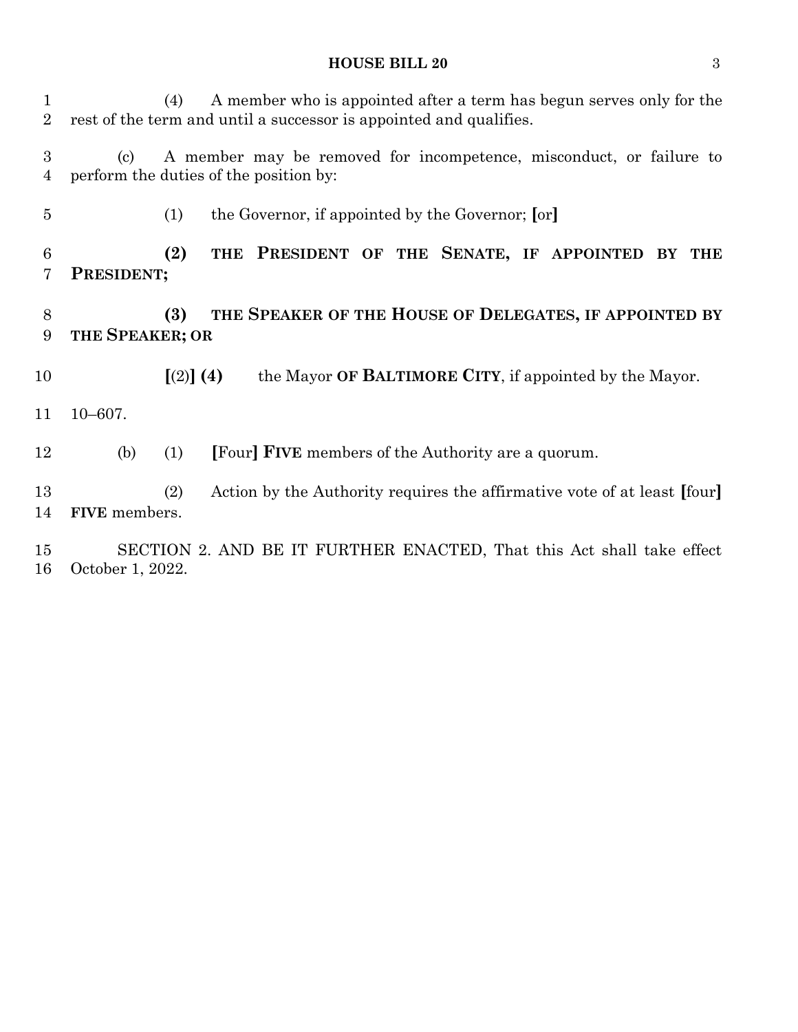(4) A member who is appointed after a term has begun serves only for the rest of the term and until a successor is appointed and qualifies.

(c) A member may be removed for incompetence, misconduct, or failure to perform the duties of the position by:

(1) the Governor, if appointed by the Governor; **[**or**]**

**(2) THE PRESIDENT OF THE SENATE, IF APPOINTED BY THE PRESIDENT;**

**(3) THE SPEAKER OF THE HOUSE OF DELEGATES, IF APPOINTED BY THE SPEAKER; OR**

**[**(2)**] (4)** the Mayor **OF BALTIMORE CITY**, if appointed by the Mayor.

10–607.

(b) (1) **[**Four**] FIVE** members of the Authority are a quorum.

(2) Action by the Authority requires the affirmative vote of at least **[**four**] FIVE** members.

SECTION 2. AND BE IT FURTHER ENACTED, That this Act shall take effect October 1, 2022.